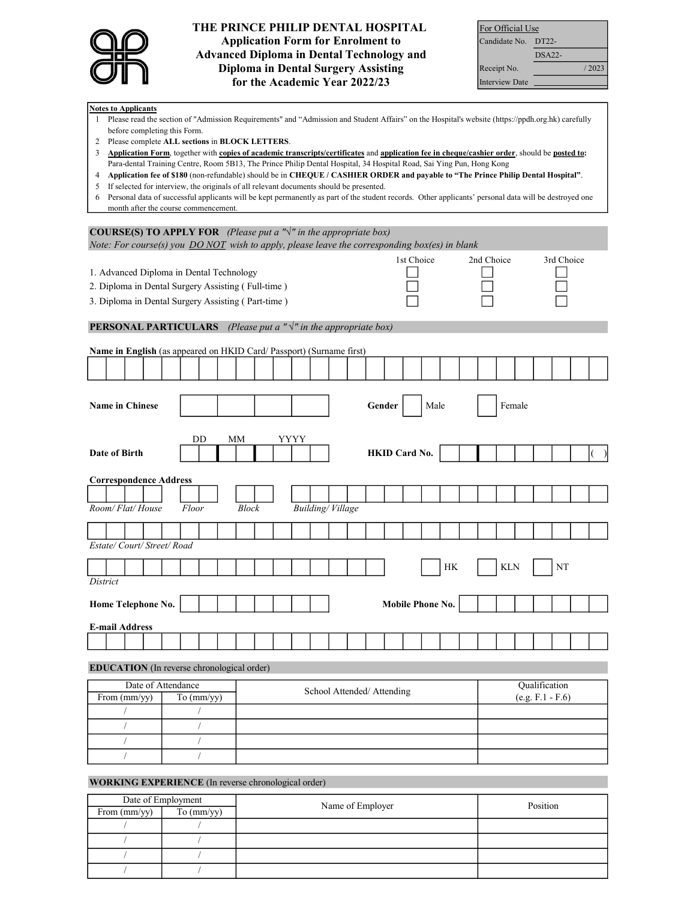# THE PRINCE PHILIP DENTAL HOSPITAL

## Application Form for Enrolment to Advanced Diploma in Dental Technology and Diploma in Dental Surgery Assisting for the Academic Year 2022/23

| For Official Use | |
|---|---|
| Candidate No. | DT22- |
| | DSA22- |
| Receipt No. | / 2023 |
| Interview Date | |

**Notes to Applicants**

1. Please read the section of "Admission Requirements" and "Admission and Student Affairs" on the Hospital's website (https://ppdh.org.hk) carefully before completing this Form.
2. Please complete **ALL sections** in **BLOCK LETTERS**.
3. **Application Form**, together with **copies of academic transcripts/certificates** and **application fee in cheque/cashier order**, should be **posted to:** Para-dental Training Centre, Room 5B13, The Prince Philip Dental Hospital, 34 Hospital Road, Sai Ying Pun, Hong Kong
4. **Application fee of $180** (non-refundable) should be in **CHEQUE / CASHIER ORDER and payable to "The Prince Philip Dental Hospital"**.
5. If selected for interview, the originals of all relevant documents should be presented.
6. Personal data of successful applicants will be kept permanently as part of the student records. Other applicants' personal data will be destroyed one month after the course commencement.

**COURSE(S) TO APPLY FOR** *(Please put a "√" in the appropriate box)*
*Note: For course(s) you DO NOT wish to apply, please leave the corresponding box(es) in blank*

| | 1st Choice | 2nd Choice | 3rd Choice |
|---|---|---|---|
| 1. Advanced Diploma in Dental Technology | ☐ | ☐ | ☐ |
| 2. Diploma in Dental Surgery Assisting ( Full-time ) | ☐ | ☐ | ☐ |
| 3. Diploma in Dental Surgery Assisting ( Part-time ) | ☐ | ☐ | ☐ |

**PERSONAL PARTICULARS** *(Please put a "√" in the appropriate box)*

**Name in English** (as appeared on HKID Card/ Passport) (Surname first)

**Name in Chinese** | **Gender** ☐ Male ☐ Female

**Date of Birth** DD MM YYYY | **HKID Card No.** ( )

**Correspondence Address**

*Room/ Flat/ House* | *Floor* | *Block* | *Building/ Village*

*Estate/ Court/ Street/ Road*

*District* ☐ HK ☐ KLN ☐ NT

**Home Telephone No.** | **Mobile Phone No.**

**E-mail Address**

**EDUCATION** (In reverse chronological order)

| Date of Attendance | | School Attended/ Attending | Qualification (e.g. F.1 - F.6) |
|---|---|---|---|
| From (mm/yy) | To (mm/yy) | | |
| / | / | | |
| / | / | | |
| / | / | | |
| / | / | | |

**WORKING EXPERIENCE** (In reverse chronological order)

| Date of Employment | | Name of Employer | Position |
|---|---|---|---|
| From (mm/yy) | To (mm/yy) | | |
| / | / | | |
| / | / | | |
| / | / | | |
| / | / | | |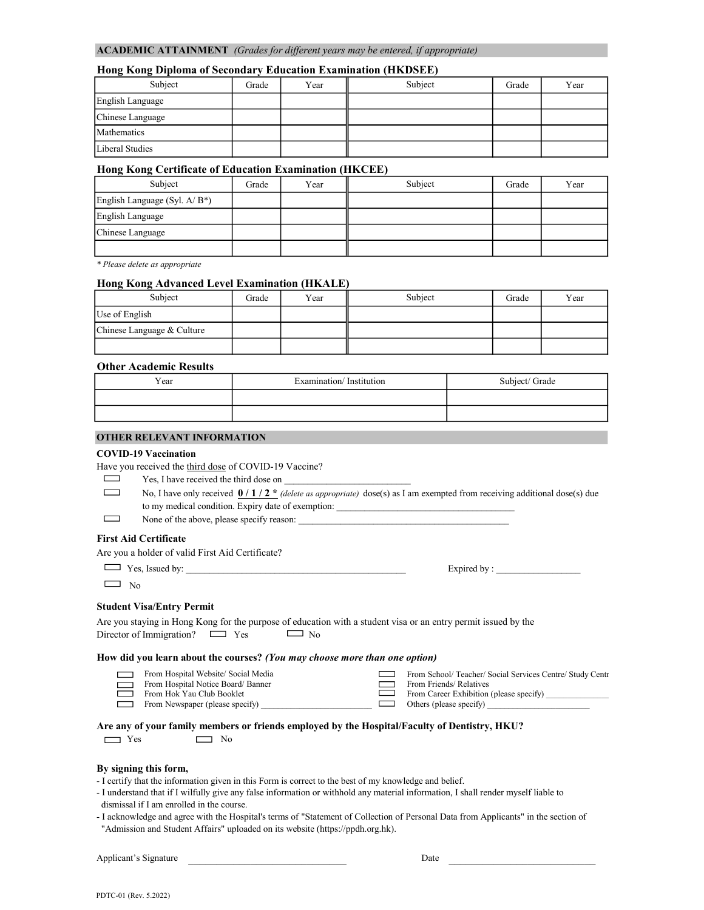## ACADEMIC ATTAINMENT *(Grades for different years may be entered, if appropriate)*

### Hong Kong Diploma of Secondary Education Examination (HKDSEE)

| Subject | Grade | Year | Subject | Grade | Year |
|---|---|---|---|---|---|
| English Language | | | | | |
| Chinese Language | | | | | |
| Mathematics | | | | | |
| Liberal Studies | | | | | |

### Hong Kong Certificate of Education Examination (HKCEE)

| Subject | Grade | Year | Subject | Grade | Year |
|---|---|---|---|---|---|
| English Language (Syl. A/ B*) | | | | | |
| English Language | | | | | |
| Chinese Language | | | | | |
| | | | | | |

*\* Please delete as appropriate*

### Hong Kong Advanced Level Examination (HKALE)

| Subject | Grade | Year | Subject | Grade | Year |
|---|---|---|---|---|---|
| Use of English | | | | | |
| Chinese Language & Culture | | | | | |
| | | | | | |

### Other Academic Results

| Year | Examination/ Institution | Subject/ Grade |
|---|---|---|
| | | |
| | | |

## OTHER RELEVANT INFORMATION

**COVID-19 Vaccination**

Have you received the third dose of COVID-19 Vaccine?

- ☐ Yes, I have received the third dose on ___________________________
- ☐ No, I have only received **0 / 1 / 2 \*** *(delete as appropriate)* dose(s) as I am exempted from receiving additional dose(s) due to my medical condition. Expiry date of exemption: ________________________________________
- ☐ None of the above, please specify reason: ___________________________________________

**First Aid Certificate**

Are you a holder of valid First Aid Certificate?

- ☐ Yes, Issued by: _______________________________________________ Expired by : __________________
- ☐ No

**Student Visa/Entry Permit**

Are you staying in Hong Kong for the purpose of education with a student visa or an entry permit issued by the Director of Immigration? ☐ Yes ☐ No

**How did you learn about the courses?** ***(You may choose more than one option)***

- ☐ From Hospital Website/ Social Media
- ☐ From Hospital Notice Board/ Banner
- ☐ From Hok Yau Club Booklet
- ☐ From Newspaper (please specify) _________________________
- ☐ From School/ Teacher/ Social Services Centre/ Study Centr
- ☐ From Friends/ Relatives
- ☐ From Career Exhibition (please specify) _______________
- ☐ Others (please specify) ________________________

**Are any of your family members or friends employed by the Hospital/Faculty of Dentistry, HKU?**

☐ Yes ☐ No

**By signing this form,**

- I certify that the information given in this Form is correct to the best of my knowledge and belief.
- I understand that if I wilfully give any false information or withhold any material information, I shall render myself liable to dismissal if I am enrolled in the course.
- I acknowledge and agree with the Hospital's terms of "Statement of Collection of Personal Data from Applicants" in the section of "Admission and Student Affairs" uploaded on its website (https://ppdh.org.hk).

Applicant's Signature ________________________________ Date ________________________________

PDTC-01 (Rev. 5.2022)